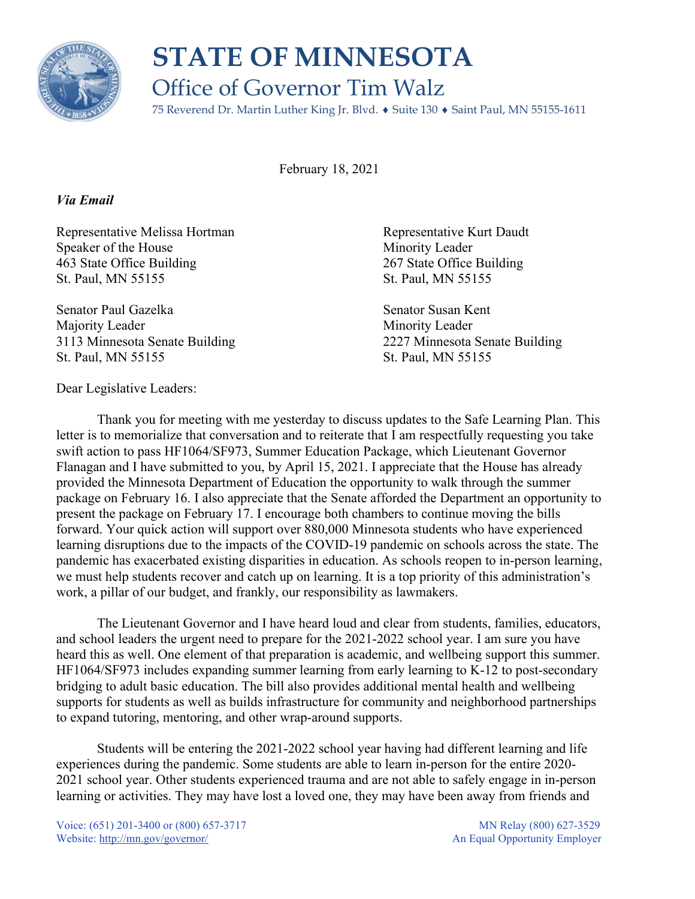# STATE OF MINNESOTA

## Office of Governor Tim Walz

75 Reverend Dr. Martin Luther King Jr. Blvd. ♦ Suite 130 ♦ Saint Paul, MN 55155-1611

February 18, 2021

***Via Email***

Representative Melissa Hortman
Speaker of the House
463 State Office Building
St. Paul, MN 55155

Representative Kurt Daudt
Minority Leader
267 State Office Building
St. Paul, MN 55155

Senator Paul Gazelka
Majority Leader
3113 Minnesota Senate Building
St. Paul, MN 55155

Senator Susan Kent
Minority Leader
2227 Minnesota Senate Building
St. Paul, MN 55155

Dear Legislative Leaders:

Thank you for meeting with me yesterday to discuss updates to the Safe Learning Plan. This letter is to memorialize that conversation and to reiterate that I am respectfully requesting you take swift action to pass HF1064/SF973, Summer Education Package, which Lieutenant Governor Flanagan and I have submitted to you, by April 15, 2021. I appreciate that the House has already provided the Minnesota Department of Education the opportunity to walk through the summer package on February 16. I also appreciate that the Senate afforded the Department an opportunity to present the package on February 17. I encourage both chambers to continue moving the bills forward. Your quick action will support over 880,000 Minnesota students who have experienced learning disruptions due to the impacts of the COVID-19 pandemic on schools across the state. The pandemic has exacerbated existing disparities in education. As schools reopen to in-person learning, we must help students recover and catch up on learning. It is a top priority of this administration's work, a pillar of our budget, and frankly, our responsibility as lawmakers.

The Lieutenant Governor and I have heard loud and clear from students, families, educators, and school leaders the urgent need to prepare for the 2021-2022 school year. I am sure you have heard this as well. One element of that preparation is academic, and wellbeing support this summer. HF1064/SF973 includes expanding summer learning from early learning to K-12 to post-secondary bridging to adult basic education. The bill also provides additional mental health and wellbeing supports for students as well as builds infrastructure for community and neighborhood partnerships to expand tutoring, mentoring, and other wrap-around supports.

Students will be entering the 2021-2022 school year having had different learning and life experiences during the pandemic. Some students are able to learn in-person for the entire 2020-2021 school year. Other students experienced trauma and are not able to safely engage in in-person learning or activities. They may have lost a loved one, they may have been away from friends and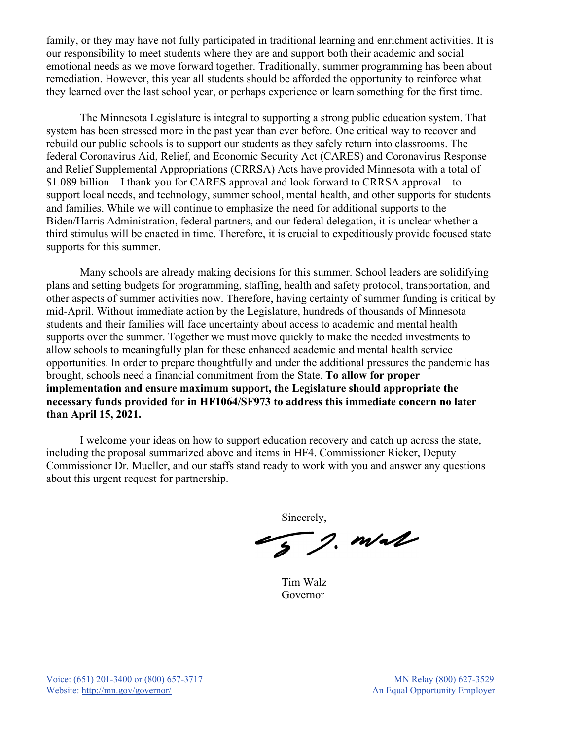family, or they may have not fully participated in traditional learning and enrichment activities. It is our responsibility to meet students where they are and support both their academic and social emotional needs as we move forward together. Traditionally, summer programming has been about remediation. However, this year all students should be afforded the opportunity to reinforce what they learned over the last school year, or perhaps experience or learn something for the first time.

The Minnesota Legislature is integral to supporting a strong public education system. That system has been stressed more in the past year than ever before. One critical way to recover and rebuild our public schools is to support our students as they safely return into classrooms. The federal Coronavirus Aid, Relief, and Economic Security Act (CARES) and Coronavirus Response and Relief Supplemental Appropriations (CRRSA) Acts have provided Minnesota with a total of $1.089 billion—I thank you for CARES approval and look forward to CRRSA approval—to support local needs, and technology, summer school, mental health, and other supports for students and families. While we will continue to emphasize the need for additional supports to the Biden/Harris Administration, federal partners, and our federal delegation, it is unclear whether a third stimulus will be enacted in time. Therefore, it is crucial to expeditiously provide focused state supports for this summer.

Many schools are already making decisions for this summer. School leaders are solidifying plans and setting budgets for programming, staffing, health and safety protocol, transportation, and other aspects of summer activities now. Therefore, having certainty of summer funding is critical by mid-April. Without immediate action by the Legislature, hundreds of thousands of Minnesota students and their families will face uncertainty about access to academic and mental health supports over the summer. Together we must move quickly to make the needed investments to allow schools to meaningfully plan for these enhanced academic and mental health service opportunities. In order to prepare thoughtfully and under the additional pressures the pandemic has brought, schools need a financial commitment from the State. **To allow for proper implementation and ensure maximum support, the Legislature should appropriate the necessary funds provided for in HF1064/SF973 to address this immediate concern no later than April 15, 2021.**

I welcome your ideas on how to support education recovery and catch up across the state, including the proposal summarized above and items in HF4. Commissioner Ricker, Deputy Commissioner Dr. Mueller, and our staffs stand ready to work with you and answer any questions about this urgent request for partnership.

Sincerely,

Tim Walz
Governor

Voice: (651) 201-3400 or (800) 657-3717
Website: http://mn.gov/governor/

MN Relay (800) 627-3529
An Equal Opportunity Employer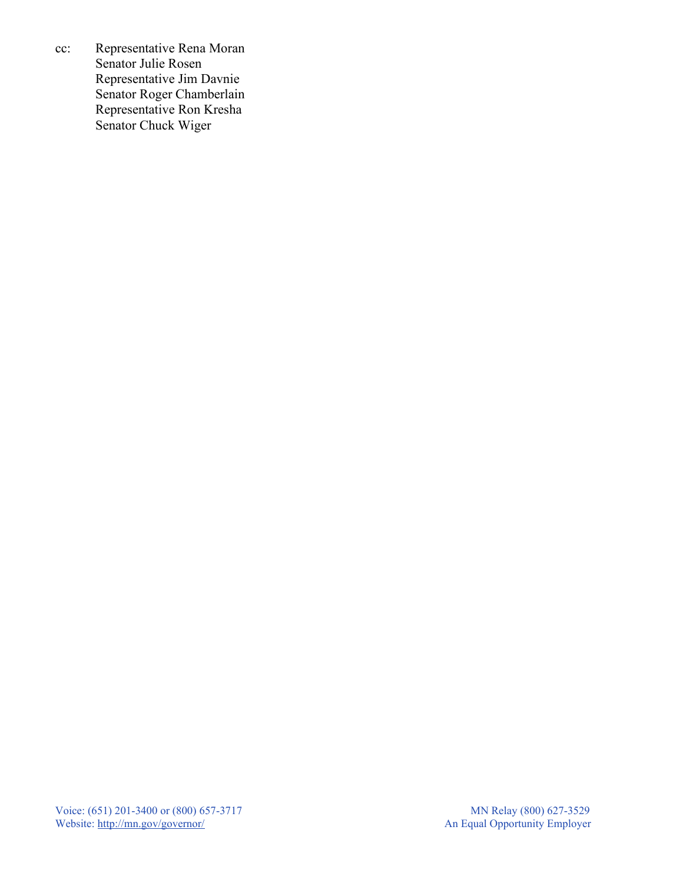cc: Representative Rena Moran
Senator Julie Rosen
Representative Jim Davnie
Senator Roger Chamberlain
Representative Ron Kresha
Senator Chuck Wiger